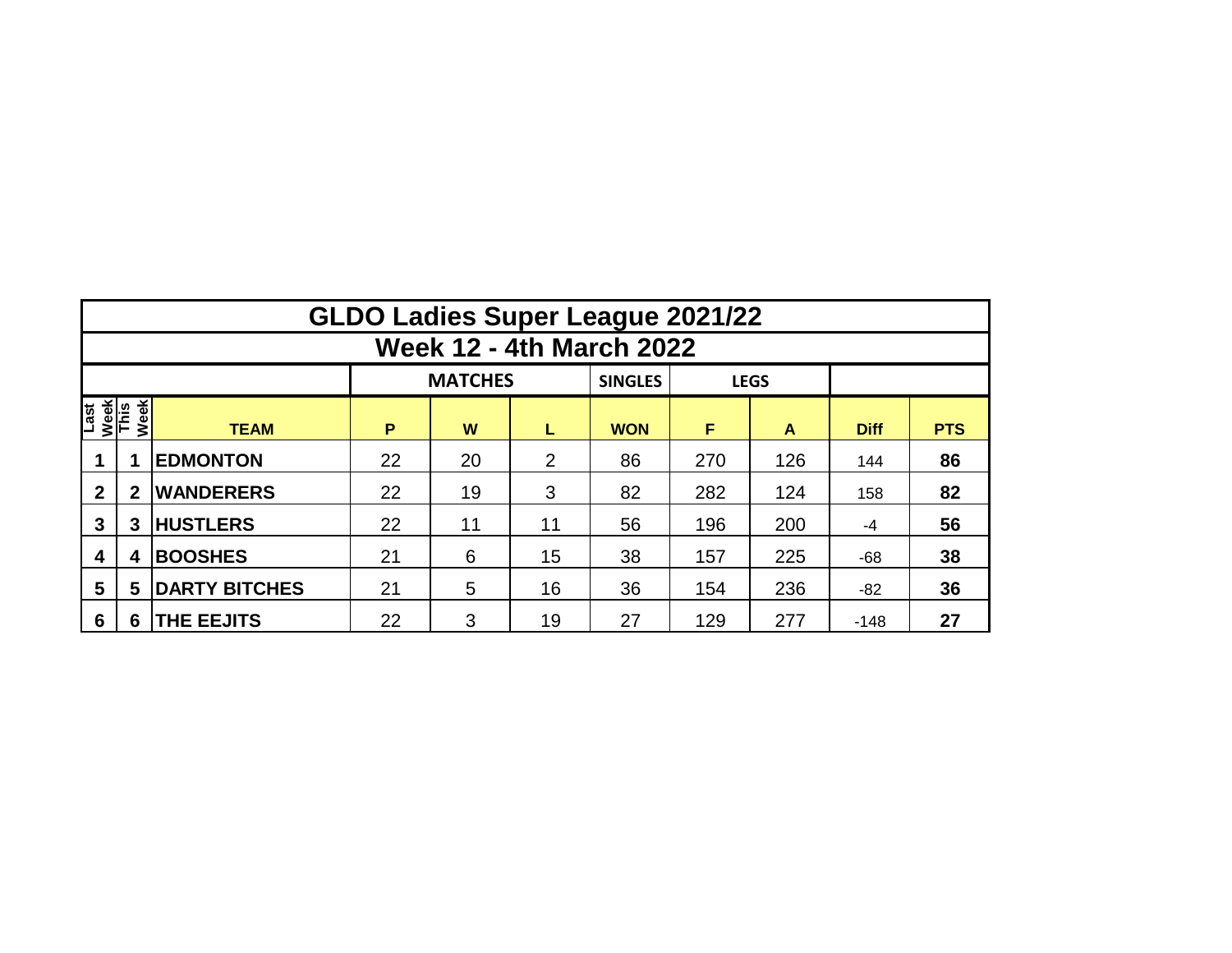# GLDO Ladies Super League 2021/22

## Week 12 - 4th March 2022

| | | | MATCHES | | | SINGLES | LEGS | | | |
|---|---|---|---|---|---|---|---|---|---|---|
| Last Week | This Week | TEAM | P | W | L | WON | F | A | Diff | PTS |
| 1 | 1 | EDMONTON | 22 | 20 | 2 | 86 | 270 | 126 | 144 | 86 |
| 2 | 2 | WANDERERS | 22 | 19 | 3 | 82 | 282 | 124 | 158 | 82 |
| 3 | 3 | HUSTLERS | 22 | 11 | 11 | 56 | 196 | 200 | -4 | 56 |
| 4 | 4 | BOOSHES | 21 | 6 | 15 | 38 | 157 | 225 | -68 | 38 |
| 5 | 5 | DARTY BITCHES | 21 | 5 | 16 | 36 | 154 | 236 | -82 | 36 |
| 6 | 6 | THE EEJITS | 22 | 3 | 19 | 27 | 129 | 277 | -148 | 27 |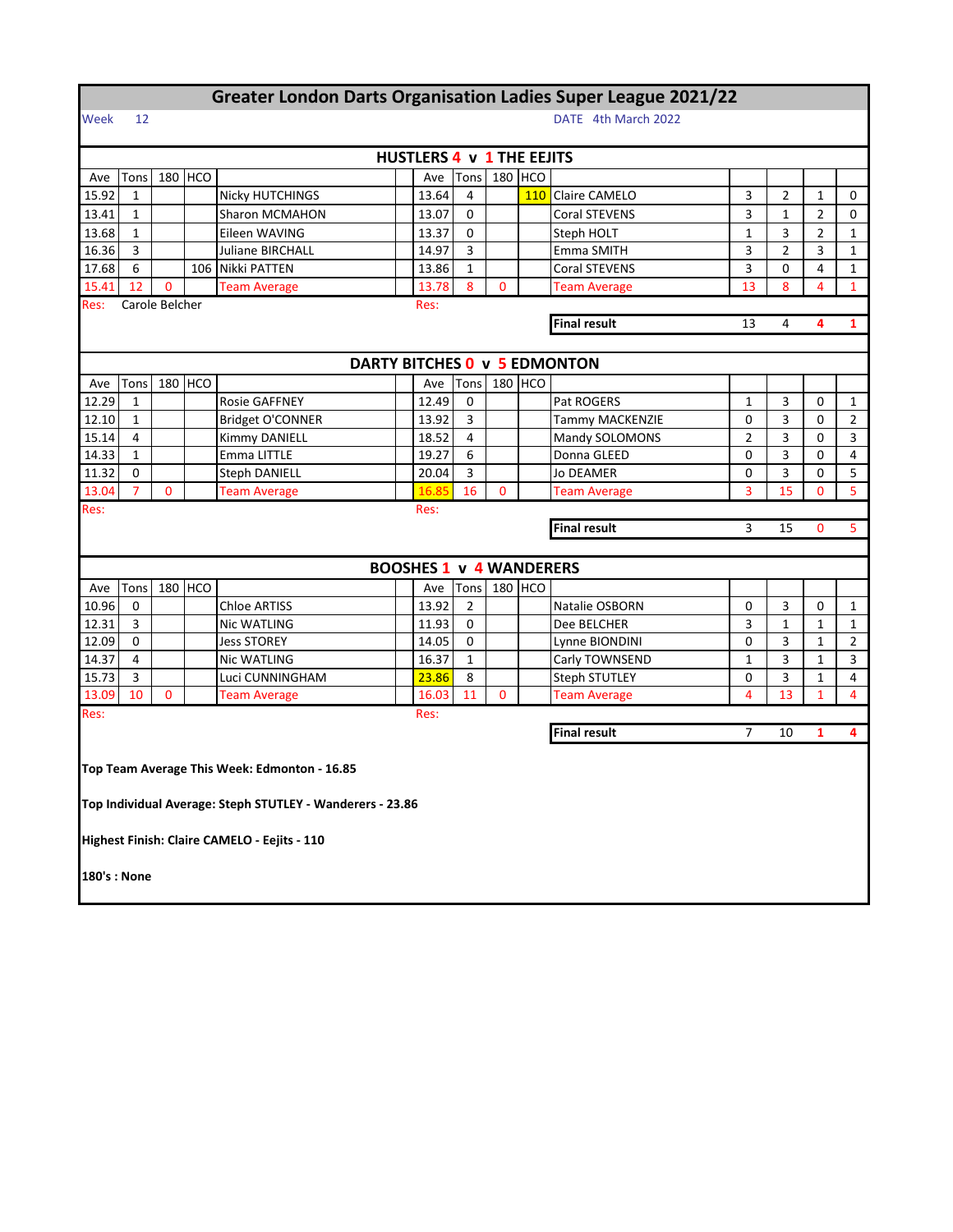# Greater London Darts Organisation Ladies Super League 2021/22

Week 12

DATE 4th March 2022

## HUSTLERS 4 v 1 THE EEJITS

| Ave | Tons | 180 | HCO | | Ave | Tons | 180 | HCO | | | | | |
|---|---|---|---|---|---|---|---|---|---|---|---|---|---|
| 15.92 | 1 | | | Nicky HUTCHINGS | 13.64 | 4 | | 110 | Claire CAMELO | 3 | 2 | 1 | 0 |
| 13.41 | 1 | | | Sharon MCMAHON | 13.07 | 0 | | | Coral STEVENS | 3 | 1 | 2 | 0 |
| 13.68 | 1 | | | Eileen WAVING | 13.37 | 0 | | | Steph HOLT | 1 | 3 | 2 | 1 |
| 16.36 | 3 | | | Juliane BIRCHALL | 14.97 | 3 | | | Emma SMITH | 3 | 2 | 3 | 1 |
| 17.68 | 6 | | 106 | Nikki PATTEN | 13.86 | 1 | | | Coral STEVENS | 3 | 0 | 4 | 1 |
| 15.41 | 12 | 0 | | Team Average | 13.78 | 8 | 0 | | Team Average | 13 | 8 | 4 | 1 |

Res: Carole Belcher

Res:

| Final result | 13 | 4 | 4 | 1 |
|---|---|---|---|---|

## DARTY BITCHES 0 v 5 EDMONTON

| Ave | Tons | 180 | HCO | | Ave | Tons | 180 | HCO | | | | | |
|---|---|---|---|---|---|---|---|---|---|---|---|---|---|
| 12.29 | 1 | | | Rosie GAFFNEY | 12.49 | 0 | | | Pat ROGERS | 1 | 3 | 0 | 1 |
| 12.10 | 1 | | | Bridget O'CONNER | 13.92 | 3 | | | Tammy MACKENZIE | 0 | 3 | 0 | 2 |
| 15.14 | 4 | | | Kimmy DANIELL | 18.52 | 4 | | | Mandy SOLOMONS | 2 | 3 | 0 | 3 |
| 14.33 | 1 | | | Emma LITTLE | 19.27 | 6 | | | Donna GLEED | 0 | 3 | 0 | 4 |
| 11.32 | 0 | | | Steph DANIELL | 20.04 | 3 | | | Jo DEAMER | 0 | 3 | 0 | 5 |
| 13.04 | 7 | 0 | | Team Average | 16.85 | 16 | 0 | | Team Average | 3 | 15 | 0 | 5 |

Res:

Res:

| Final result | 3 | 15 | 0 | 5 |
|---|---|---|---|---|

## BOOSHES 1 v 4 WANDERERS

| Ave | Tons | 180 | HCO | | Ave | Tons | 180 | HCO | | | | | |
|---|---|---|---|---|---|---|---|---|---|---|---|---|---|
| 10.96 | 0 | | | Chloe ARTISS | 13.92 | 2 | | | Natalie OSBORN | 0 | 3 | 0 | 1 |
| 12.31 | 3 | | | Nic WATLING | 11.93 | 0 | | | Dee BELCHER | 3 | 1 | 1 | 1 |
| 12.09 | 0 | | | Jess STOREY | 14.05 | 0 | | | Lynne BIONDINI | 0 | 3 | 1 | 2 |
| 14.37 | 4 | | | Nic WATLING | 16.37 | 1 | | | Carly TOWNSEND | 1 | 3 | 1 | 3 |
| 15.73 | 3 | | | Luci CUNNINGHAM | 23.86 | 8 | | | Steph STUTLEY | 0 | 3 | 1 | 4 |
| 13.09 | 10 | 0 | | Team Average | 16.03 | 11 | 0 | | Team Average | 4 | 13 | 1 | 4 |

Res:

Res:

| Final result | 7 | 10 | 1 | 4 |
|---|---|---|---|---|

**Top Team Average This Week: Edmonton - 16.85**

**Top Individual Average: Steph STUTLEY - Wanderers - 23.86**

**Highest Finish: Claire CAMELO - Eejits - 110**

**180's : None**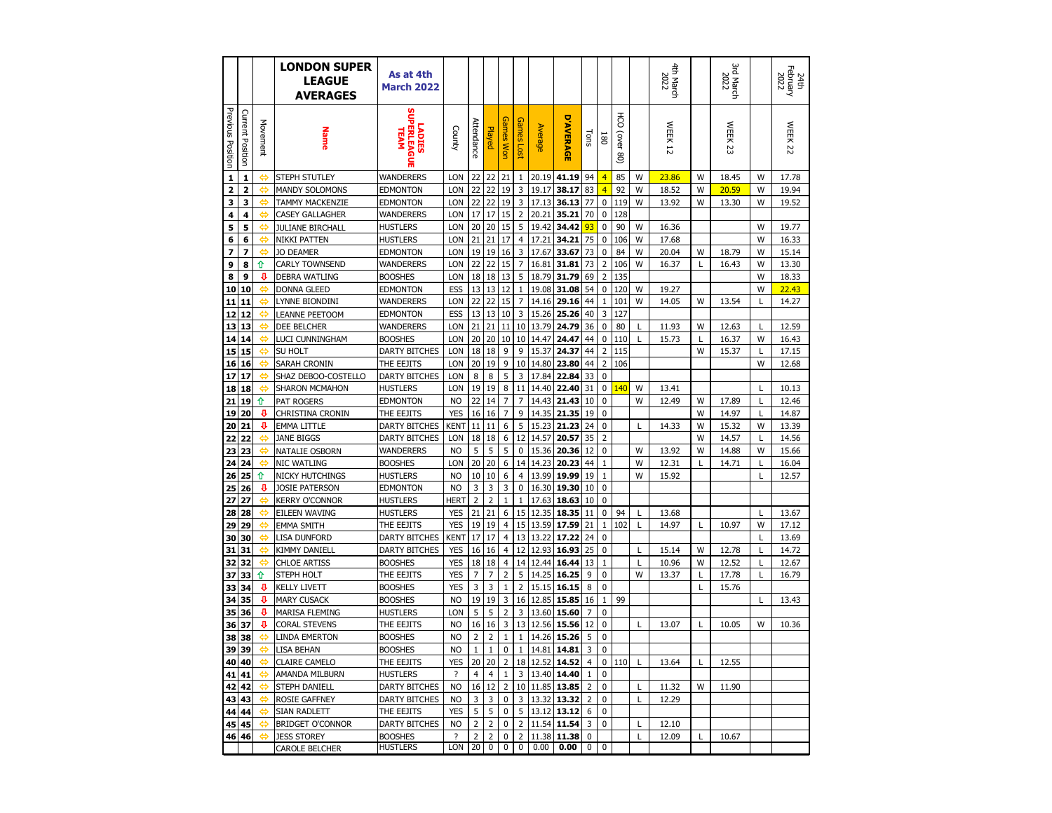| | | | LONDON SUPER LEAGUE AVERAGES | As at 4th March 2022 | | | | | | | | | | | | 4th March 2022 | | 3rd March 2022 | | 24th February 2022 |
|---|---|---|---|---|---|---|---|---|---|---|---|---|---|---|---|---|---|---|---|---|
| Previous Position | Current Position | Movement | Name | LADIES SUPERLEAGUE TEAM | County | Attendance | Played | Games Won | Games Lost | Average | D'AVERAGE | Tons | 180 | HCO (over 80) | | WEEK 12 | | WEEK 23 | | WEEK 22 |
| 1 | 1 | ⇔ | STEPH STUTLEY | WANDERERS | LON | 22 | 22 | 21 | 1 | 20.19 | **41.19** | 94 | 4 | 85 | W | 23.86 | W | 18.45 | W | 17.78 |
| 2 | 2 | ⇔ | MANDY SOLOMONS | EDMONTON | LON | 22 | 22 | 19 | 3 | 19.17 | **38.17** | 83 | 4 | 92 | W | 18.52 | W | 20.59 | W | 19.94 |
| 3 | 3 | ⇔ | TAMMY MACKENZIE | EDMONTON | LON | 22 | 22 | 19 | 3 | 17.13 | **36.13** | 77 | 0 | 119 | W | 13.92 | W | 13.30 | W | 19.52 |
| 4 | 4 | ⇔ | CASEY GALLAGHER | WANDERERS | LON | 17 | 17 | 15 | 2 | 20.21 | **35.21** | 70 | 0 | 128 | | | | | | |
| 5 | 5 | ⇔ | JULIANE BIRCHALL | HUSTLERS | LON | 20 | 20 | 15 | 5 | 19.42 | **34.42** | 93 | 0 | 90 | W | 16.36 | | | W | 19.77 |
| 6 | 6 | ⇔ | NIKKI PATTEN | HUSTLERS | LON | 21 | 21 | 17 | 4 | 17.21 | **34.21** | 75 | 0 | 106 | W | 17.68 | | | W | 16.33 |
| 7 | 7 | ⇔ | JO DEAMER | EDMONTON | LON | 19 | 19 | 16 | 3 | 17.67 | **33.67** | 73 | 0 | 84 | W | 20.04 | W | 18.79 | W | 15.14 |
| 9 | 8 | ⇧ | CARLY TOWNSEND | WANDERERS | LON | 22 | 22 | 15 | 7 | 16.81 | **31.81** | 73 | 2 | 106 | W | 16.37 | L | 16.43 | W | 13.30 |
| 8 | 9 | ⇩ | DEBRA WATLING | BOOSHES | LON | 18 | 18 | 13 | 5 | 18.79 | **31.79** | 69 | 2 | 135 | | | | | W | 18.33 |
| 10 | 10 | ⇔ | DONNA GLEED | EDMONTON | ESS | 13 | 13 | 12 | 1 | 19.08 | **31.08** | 54 | 0 | 120 | W | 19.27 | | | W | 22.43 |
| 11 | 11 | ⇔ | LYNNE BIONDINI | WANDERERS | LON | 22 | 22 | 15 | 7 | 14.16 | **29.16** | 44 | 1 | 101 | W | 14.05 | W | 13.54 | L | 14.27 |
| 12 | 12 | ⇔ | LEANNE PEETOOM | EDMONTON | ESS | 13 | 13 | 10 | 3 | 15.26 | **25.26** | 40 | 3 | 127 | | | | | | |
| 13 | 13 | ⇔ | DEE BELCHER | WANDERERS | LON | 21 | 21 | 11 | 10 | 13.79 | **24.79** | 36 | 0 | 80 | L | 11.93 | W | 12.63 | L | 12.59 |
| 14 | 14 | ⇔ | LUCI CUNNINGHAM | BOOSHES | LON | 20 | 20 | 10 | 10 | 14.47 | **24.47** | 44 | 0 | 110 | L | 15.73 | L | 16.37 | W | 16.43 |
| 15 | 15 | ⇔ | SU HOLT | DARTY BITCHES | LON | 18 | 18 | 9 | 9 | 15.37 | **24.37** | 44 | 2 | 115 | | | W | 15.37 | L | 17.15 |
| 16 | 16 | ⇔ | SARAH CRONIN | THE EEJITS | LON | 20 | 19 | 9 | 10 | 14.80 | **23.80** | 44 | 2 | 106 | | | | | W | 12.68 |
| 17 | 17 | ⇔ | SHAZ DEBOO-COSTELLO | DARTY BITCHES | LON | 8 | 8 | 5 | 3 | 17.84 | **22.84** | 33 | 0 | | | | | | | |
| 18 | 18 | ⇔ | SHARON MCMAHON | HUSTLERS | LON | 19 | 19 | 8 | 11 | 14.40 | **22.40** | 31 | 0 | 140 | W | 13.41 | | | L | 10.13 |
| 21 | 19 | ⇧ | PAT ROGERS | EDMONTON | NO | 22 | 14 | 7 | 7 | 14.43 | **21.43** | 10 | 0 | | W | 12.49 | W | 17.89 | L | 12.46 |
| 19 | 20 | ⇩ | CHRISTINA CRONIN | THE EEJITS | YES | 16 | 16 | 7 | 9 | 14.35 | **21.35** | 19 | 0 | | | | W | 14.97 | L | 14.87 |
| 20 | 21 | ⇩ | EMMA LITTLE | DARTY BITCHES | KENT | 11 | 11 | 6 | 5 | 15.23 | **21.23** | 24 | 0 | | L | 14.33 | W | 15.32 | W | 13.39 |
| 22 | 22 | ⇔ | JANE BIGGS | DARTY BITCHES | LON | 18 | 18 | 6 | 12 | 14.57 | **20.57** | 35 | 2 | | | | W | 14.57 | L | 14.56 |
| 23 | 23 | ⇔ | NATALIE OSBORN | WANDERERS | NO | 5 | 5 | 5 | 0 | 15.36 | **20.36** | 12 | 0 | | W | 13.92 | W | 14.88 | W | 15.66 |
| 24 | 24 | ⇔ | NIC WATLING | BOOSHES | LON | 20 | 20 | 6 | 14 | 14.23 | **20.23** | 44 | 1 | | W | 12.31 | L | 14.71 | L | 16.04 |
| 26 | 25 | ⇧ | NICKY HUTCHINGS | HUSTLERS | NO | 10 | 10 | 6 | 4 | 13.99 | **19.99** | 19 | 1 | | W | 15.92 | | | L | 12.57 |
| 25 | 26 | ⇩ | JOSIE PATERSON | EDMONTON | NO | 3 | 3 | 3 | 0 | 16.30 | **19.30** | 10 | 0 | | | | | | | |
| 27 | 27 | ⇔ | KERRY O'CONNOR | HUSTLERS | HERT | 2 | 2 | 1 | 1 | 17.63 | **18.63** | 10 | 0 | | | | | | | |
| 28 | 28 | ⇔ | EILEEN WAVING | HUSTLERS | YES | 21 | 21 | 6 | 15 | 12.35 | **18.35** | 11 | 0 | 94 | L | 13.68 | | | L | 13.67 |
| 29 | 29 | ⇔ | EMMA SMITH | THE EEJITS | YES | 19 | 19 | 4 | 15 | 13.59 | **17.59** | 21 | 1 | 102 | L | 14.97 | L | 10.97 | W | 17.12 |
| 30 | 30 | ⇔ | LISA DUNFORD | DARTY BITCHES | KENT | 17 | 17 | 4 | 13 | 13.22 | **17.22** | 24 | 0 | | | | | | L | 13.69 |
| 31 | 31 | ⇔ | KIMMY DANIELL | DARTY BITCHES | YES | 16 | 16 | 4 | 12 | 12.93 | **16.93** | 25 | 0 | | L | 15.14 | W | 12.78 | L | 14.72 |
| 32 | 32 | ⇔ | CHLOE ARTISS | BOOSHES | YES | 18 | 18 | 4 | 14 | 12.44 | **16.44** | 13 | 1 | | L | 10.96 | W | 12.52 | L | 12.67 |
| 37 | 33 | ⇧ | STEPH HOLT | THE EEJITS | YES | 7 | 7 | 2 | 5 | 14.25 | **16.25** | 9 | 0 | | W | 13.37 | L | 17.78 | L | 16.79 |
| 33 | 34 | ⇩ | KELLY LIVETT | BOOSHES | YES | 3 | 3 | 1 | 2 | 15.15 | **16.15** | 8 | 0 | | | | L | 15.76 | | |
| 34 | 35 | ⇩ | MARY CUSACK | BOOSHES | NO | 19 | 19 | 3 | 16 | 12.85 | **15.85** | 16 | 1 | 99 | | | | | L | 13.43 |
| 35 | 36 | ⇩ | MARISA FLEMING | HUSTLERS | LON | 5 | 5 | 2 | 3 | 13.60 | **15.60** | 7 | 0 | | | | | | | |
| 36 | 37 | ⇩ | CORAL STEVENS | THE EEJITS | NO | 16 | 16 | 3 | 13 | 12.56 | **15.56** | 12 | 0 | | L | 13.07 | L | 10.05 | W | 10.36 |
| 38 | 38 | ⇔ | LINDA EMERTON | BOOSHES | NO | 2 | 2 | 1 | 1 | 14.26 | **15.26** | 5 | 0 | | | | | | | |
| 39 | 39 | ⇔ | LISA BEHAN | BOOSHES | NO | 1 | 1 | 0 | 1 | 14.81 | **14.81** | 3 | 0 | | | | | | | |
| 40 | 40 | ⇔ | CLAIRE CAMELO | THE EEJITS | YES | 20 | 20 | 2 | 18 | 12.52 | **14.52** | 4 | 0 | 110 | L | 13.64 | L | 12.55 | | |
| 41 | 41 | ⇔ | AMANDA MILBURN | HUSTLERS | ? | 4 | 4 | 1 | 3 | 13.40 | **14.40** | 1 | 0 | | | | | | | |
| 42 | 42 | ⇔ | STEPH DANIELL | DARTY BITCHES | NO | 16 | 12 | 2 | 10 | 11.85 | **13.85** | 2 | 0 | | L | 11.32 | W | 11.90 | | |
| 43 | 43 | ⇔ | ROSIE GAFFNEY | DARTY BITCHES | NO | 3 | 3 | 0 | 3 | 13.32 | **13.32** | 2 | 0 | | L | 12.29 | | | | |
| 44 | 44 | ⇔ | SIAN RADLETT | THE EEJITS | YES | 5 | 5 | 0 | 5 | 13.12 | **13.12** | 6 | 0 | | | | | | | |
| 45 | 45 | ⇔ | BRIDGET O'CONNOR | DARTY BITCHES | NO | 2 | 2 | 0 | 2 | 11.54 | **11.54** | 3 | 0 | | L | 12.10 | | | | |
| 46 | 46 | ⇔ | JESS STOREY | BOOSHES | ? | 2 | 2 | 0 | 2 | 11.38 | **11.38** | 0 | | | L | 12.09 | L | 10.67 | | |
| | | | CAROLE BELCHER | HUSTLERS | LON | 20 | 0 | 0 | 0 | 0.00 | **0.00** | 0 | 0 | | | | | | | |